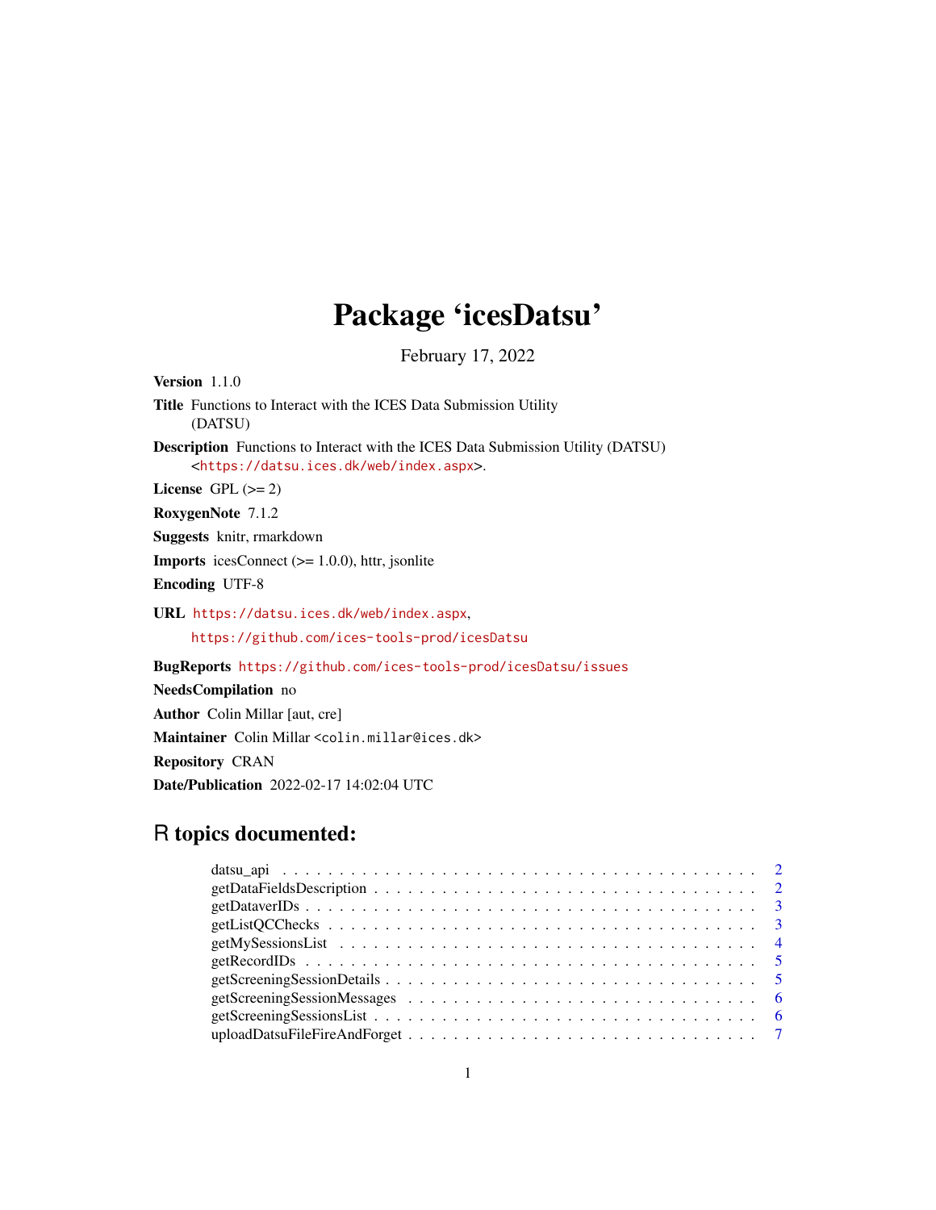# Package 'icesDatsu'

February 17, 2022

**Version** 1.1.0

**Title** Functions to Interact with the ICES Data Submission Utility (DATSU)

**Description** Functions to Interact with the ICES Data Submission Utility (DATSU) <https://datsu.ices.dk/web/index.aspx>.

**License** GPL (>= 2)

**RoxygenNote** 7.1.2

**Suggests** knitr, rmarkdown

**Imports** icesConnect (>= 1.0.0), httr, jsonlite

**Encoding** UTF-8

**URL** https://datsu.ices.dk/web/index.aspx, https://github.com/ices-tools-prod/icesDatsu

**BugReports** https://github.com/ices-tools-prod/icesDatsu/issues

**NeedsCompilation** no

**Author** Colin Millar [aut, cre]

**Maintainer** Colin Millar <colin.millar@ices.dk>

**Repository** CRAN

**Date/Publication** 2022-02-17 14:02:04 UTC

## R topics documented:

| | |
|---|---|
| datsu_api | 2 |
| getDataFieldsDescription | 2 |
| getDataverIDs | 3 |
| getListQCChecks | 3 |
| getMySessionsList | 4 |
| getRecordIDs | 5 |
| getScreeningSessionDetails | 5 |
| getScreeningSessionMessages | 6 |
| getScreeningSessionsList | 6 |
| uploadDatsuFileFireAndForget | 7 |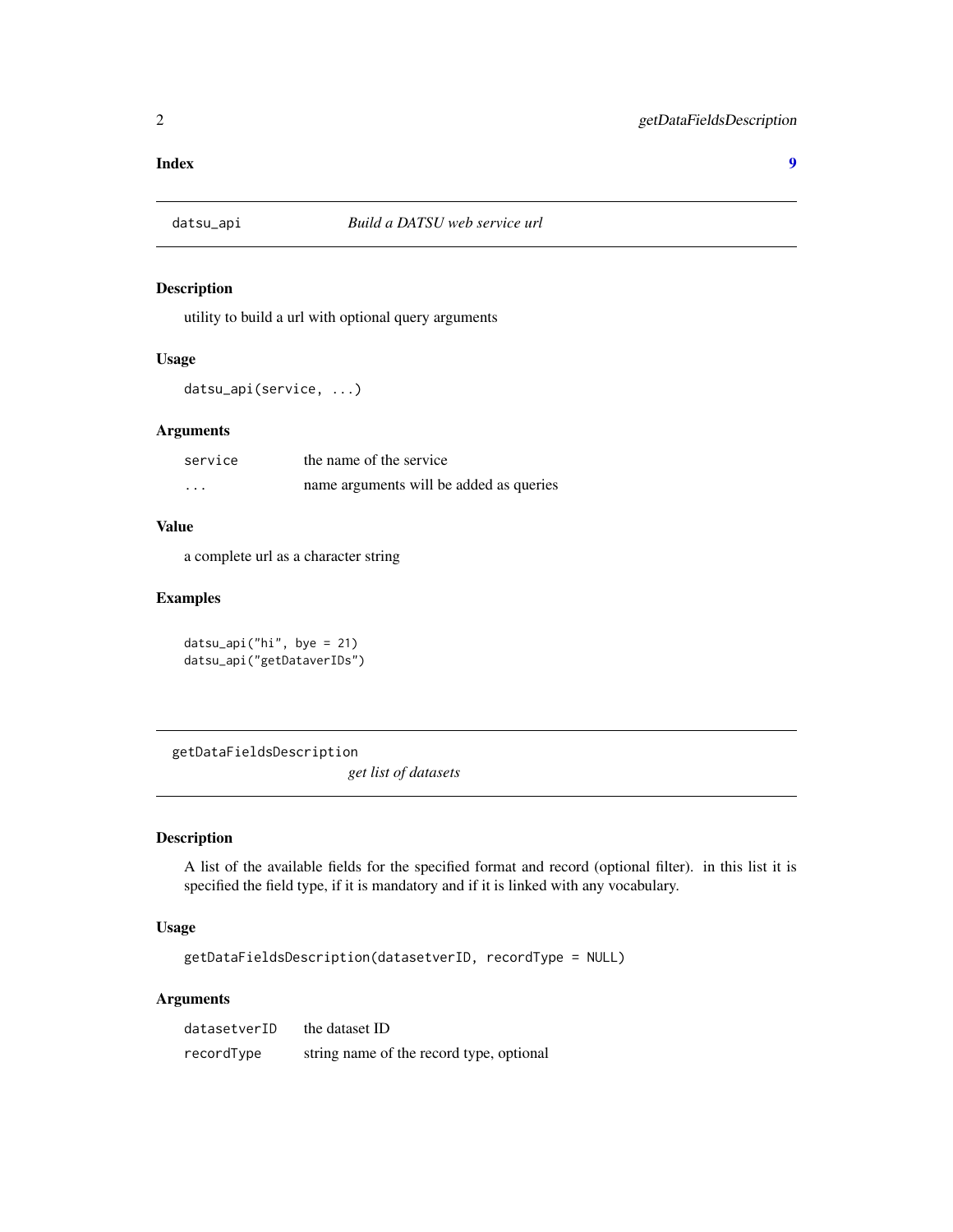**Index** **9**

---

`datsu_api` *Build a DATSU web service url*

---

## Description

utility to build a url with optional query arguments

## Usage

```
datsu_api(service, ...)
```

## Arguments

| | |
|---|---|
| `service` | the name of the service |
| `...` | name arguments will be added as queries |

## Value

a complete url as a character string

## Examples

```
datsu_api("hi", bye = 21)
datsu_api("getDataverIDs")
```

---

`getDataFieldsDescription` *get list of datasets*

---

## Description

A list of the available fields for the specified format and record (optional filter). in this list it is specified the field type, if it is mandatory and if it is linked with any vocabulary.

## Usage

```
getDataFieldsDescription(datasetverID, recordType = NULL)
```

## Arguments

| | |
|---|---|
| `datasetverID` | the dataset ID |
| `recordType` | string name of the record type, optional |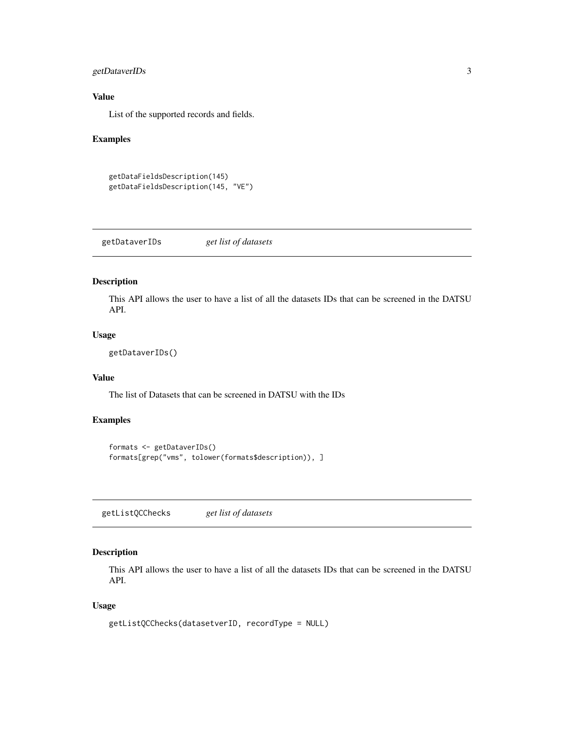### Value

List of the supported records and fields.

### Examples

```
getDataFieldsDescription(145)
getDataFieldsDescription(145, "VE")
```

---

## getDataverIDs *get list of datasets*

---

### Description

This API allows the user to have a list of all the datasets IDs that can be screened in the DATSU API.

### Usage

```
getDataverIDs()
```

### Value

The list of Datasets that can be screened in DATSU with the IDs

### Examples

```
formats <- getDataverIDs()
formats[grep("vms", tolower(formats$description)), ]
```

---

## getListQCChecks *get list of datasets*

---

### Description

This API allows the user to have a list of all the datasets IDs that can be screened in the DATSU API.

### Usage

```
getListQCChecks(datasetverID, recordType = NULL)
```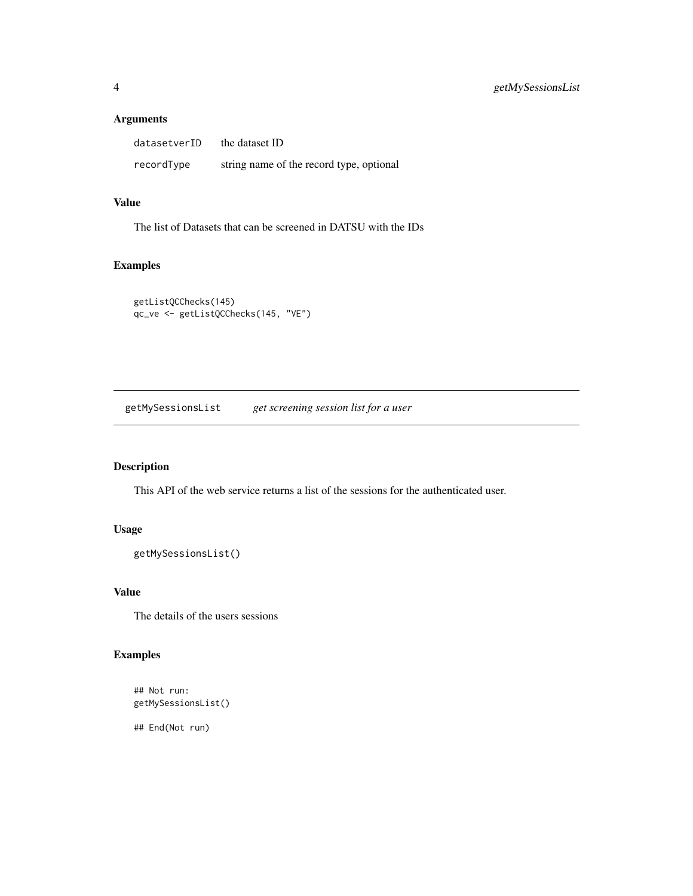### Arguments

| | |
|---|---|
| datasetverID | the dataset ID |
| recordType | string name of the record type, optional |

### Value

The list of Datasets that can be screened in DATSU with the IDs

### Examples

```
getListQCChecks(145)
qc_ve <- getListQCChecks(145, "VE")
```

---

## getMySessionsList — *get screening session list for a user*

### Description

This API of the web service returns a list of the sessions for the authenticated user.

### Usage

```
getMySessionsList()
```

### Value

The details of the users sessions

### Examples

```
## Not run:
getMySessionsList()

## End(Not run)
```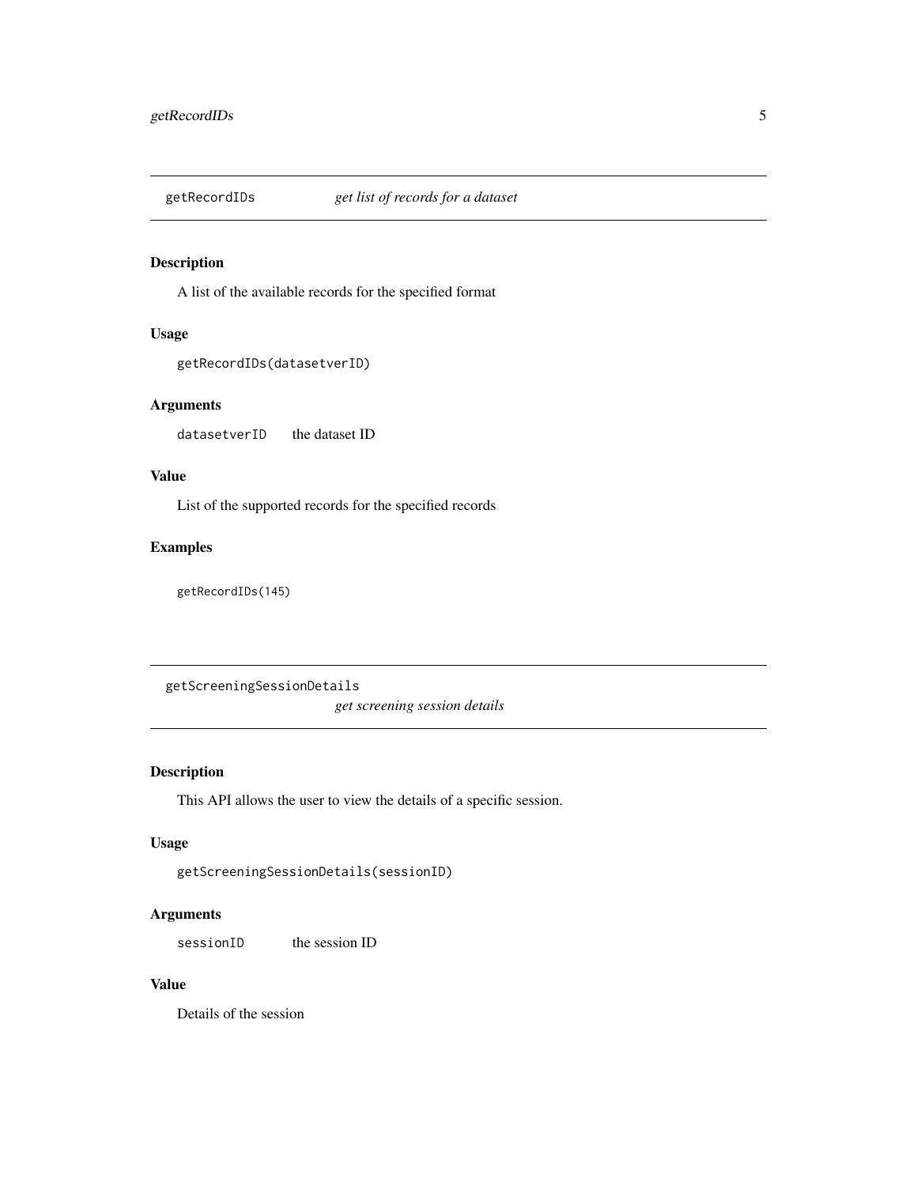## getRecordIDs *get list of records for a dataset*

### Description

A list of the available records for the specified format

### Usage

```
getRecordIDs(datasetverID)
```

### Arguments

| | |
|---|---|
| datasetverID | the dataset ID |

### Value

List of the supported records for the specified records

### Examples

```
getRecordIDs(145)
```

## getScreeningSessionDetails *get screening session details*

### Description

This API allows the user to view the details of a specific session.

### Usage

```
getScreeningSessionDetails(sessionID)
```

### Arguments

| | |
|---|---|
| sessionID | the session ID |

### Value

Details of the session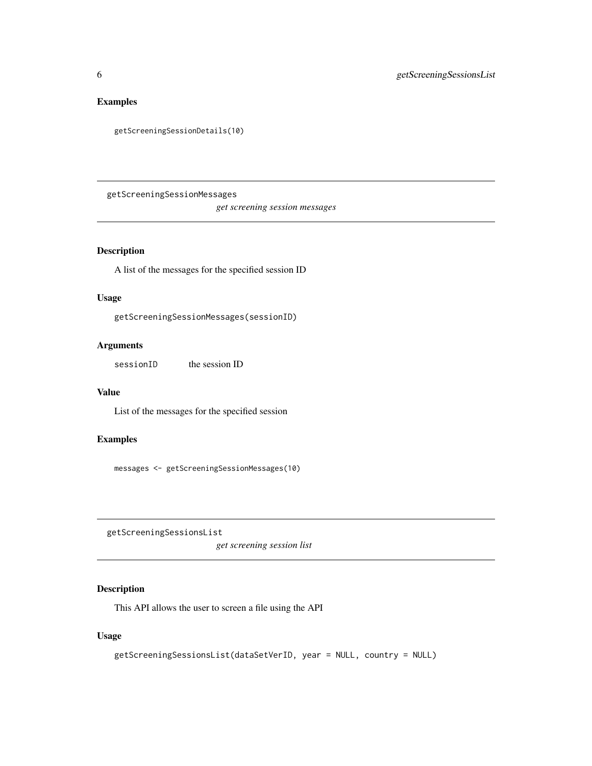## Examples

```
getScreeningSessionDetails(10)
```

---

`getScreeningSessionMessages` *get screening session messages*

---

## Description

A list of the messages for the specified session ID

## Usage

```
getScreeningSessionMessages(sessionID)
```

## Arguments

`sessionID` the session ID

## Value

List of the messages for the specified session

## Examples

```
messages <- getScreeningSessionMessages(10)
```

---

`getScreeningSessionsList` *get screening session list*

---

## Description

This API allows the user to screen a file using the API

## Usage

```
getScreeningSessionsList(dataSetVerID, year = NULL, country = NULL)
```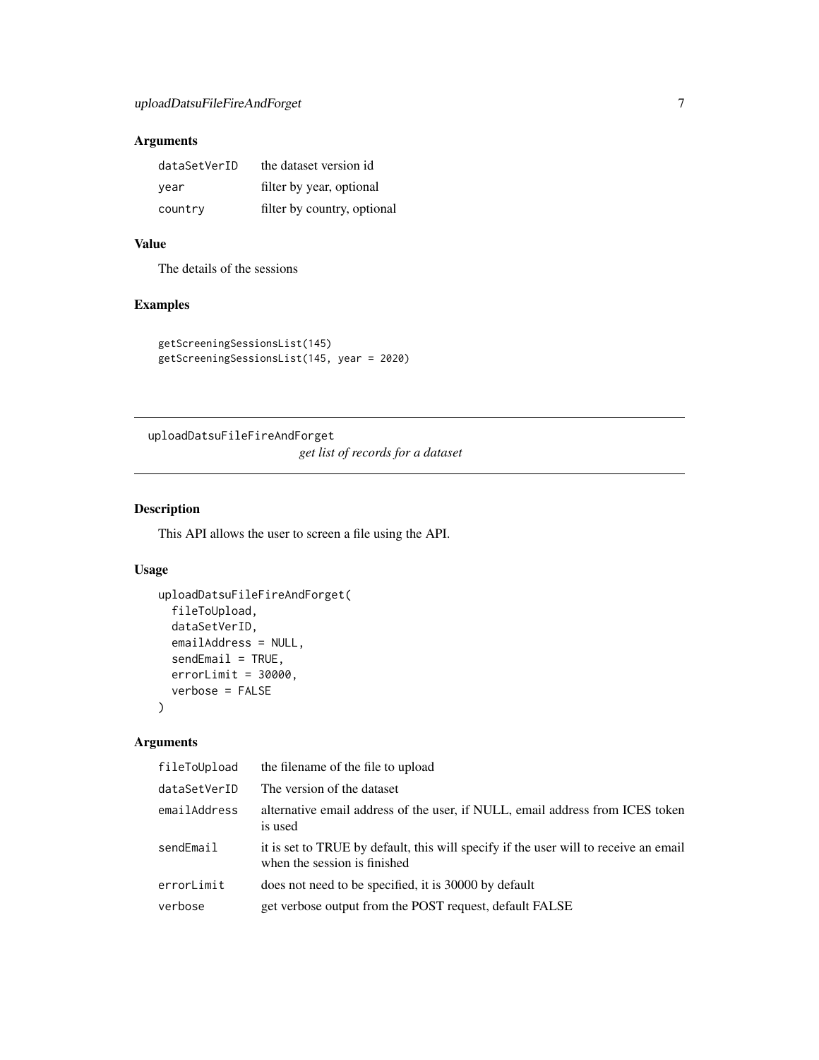### Arguments

| | |
|---|---|
| dataSetVerID | the dataset version id |
| year | filter by year, optional |
| country | filter by country, optional |

### Value

The details of the sessions

### Examples

```
getScreeningSessionsList(145)
getScreeningSessionsList(145, year = 2020)
```

---

## uploadDatsuFileFireAndForget

*get list of records for a dataset*

---

### Description

This API allows the user to screen a file using the API.

### Usage

```
uploadDatsuFileFireAndForget(
  fileToUpload,
  dataSetVerID,
  emailAddress = NULL,
  sendEmail = TRUE,
  errorLimit = 30000,
  verbose = FALSE
)
```

### Arguments

| | |
|---|---|
| fileToUpload | the filename of the file to upload |
| dataSetVerID | The version of the dataset |
| emailAddress | alternative email address of the user, if NULL, email address from ICES token is used |
| sendEmail | it is set to TRUE by default, this will specify if the user will to receive an email when the session is finished |
| errorLimit | does not need to be specified, it is 30000 by default |
| verbose | get verbose output from the POST request, default FALSE |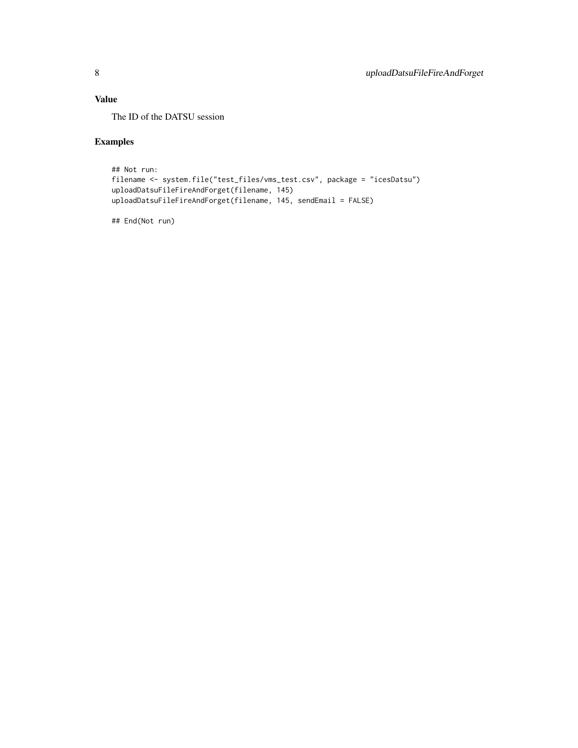### Value

The ID of the DATSU session

### Examples

```
## Not run:
filename <- system.file("test_files/vms_test.csv", package = "icesDatsu")
uploadDatsuFileFireAndForget(filename, 145)
uploadDatsuFileFireAndForget(filename, 145, sendEmail = FALSE)

## End(Not run)
```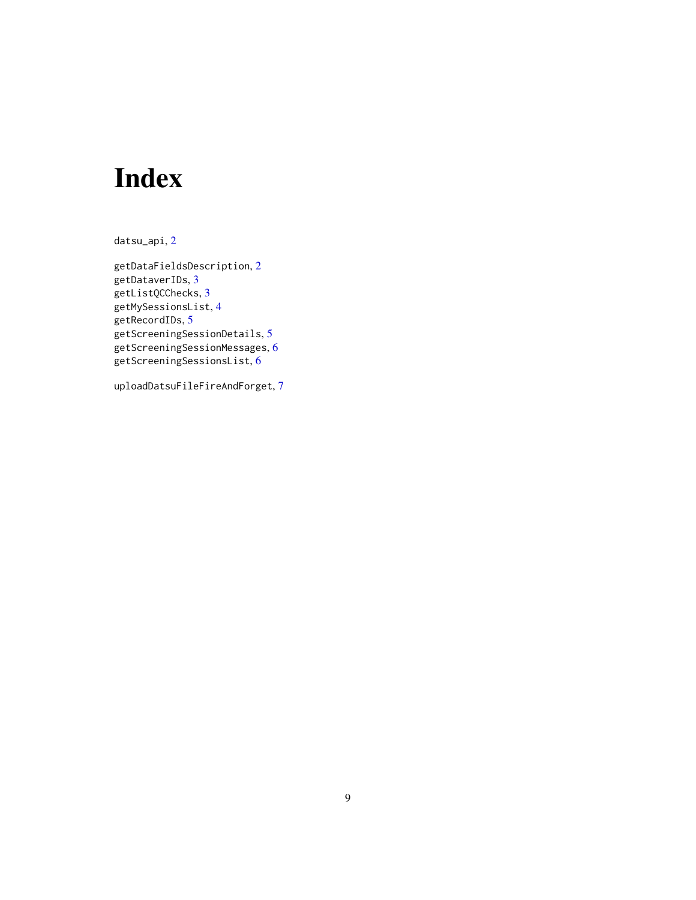# Index

datsu_api, 2

getDataFieldsDescription, 2
getDataverIDs, 3
getListQCChecks, 3
getMySessionsList, 4
getRecordIDs, 5
getScreeningSessionDetails, 5
getScreeningSessionMessages, 6
getScreeningSessionsList, 6

uploadDatsuFileFireAndForget, 7